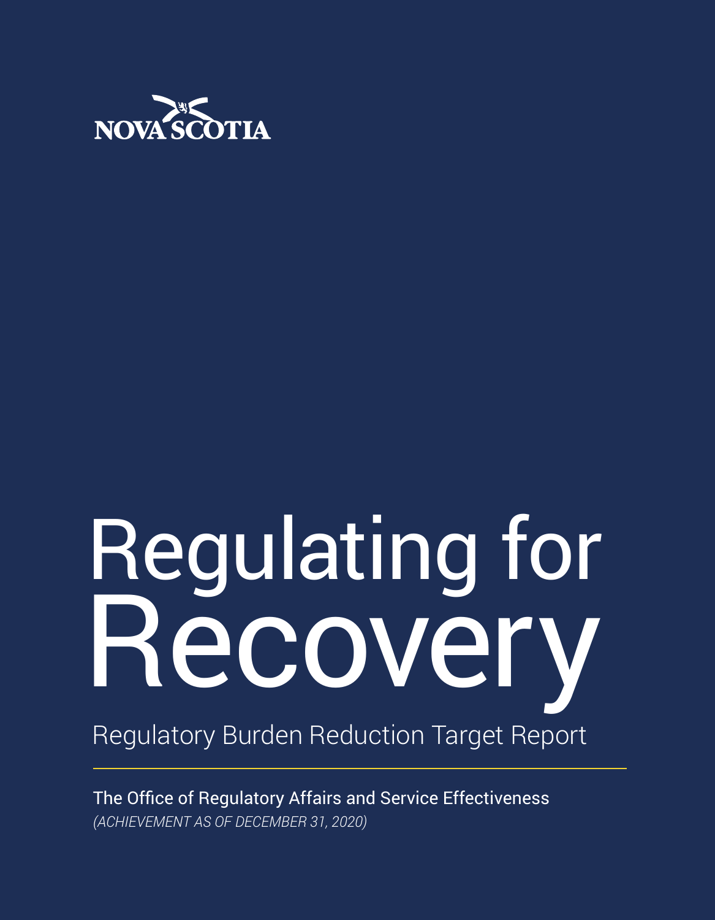NOVA SCOTIA

# Regulating for Recovery

## Regulatory Burden Reduction Target Report

The Office of Regulatory Affairs and Service Effectiveness

*(ACHIEVEMENT AS OF DECEMBER 31, 2020)*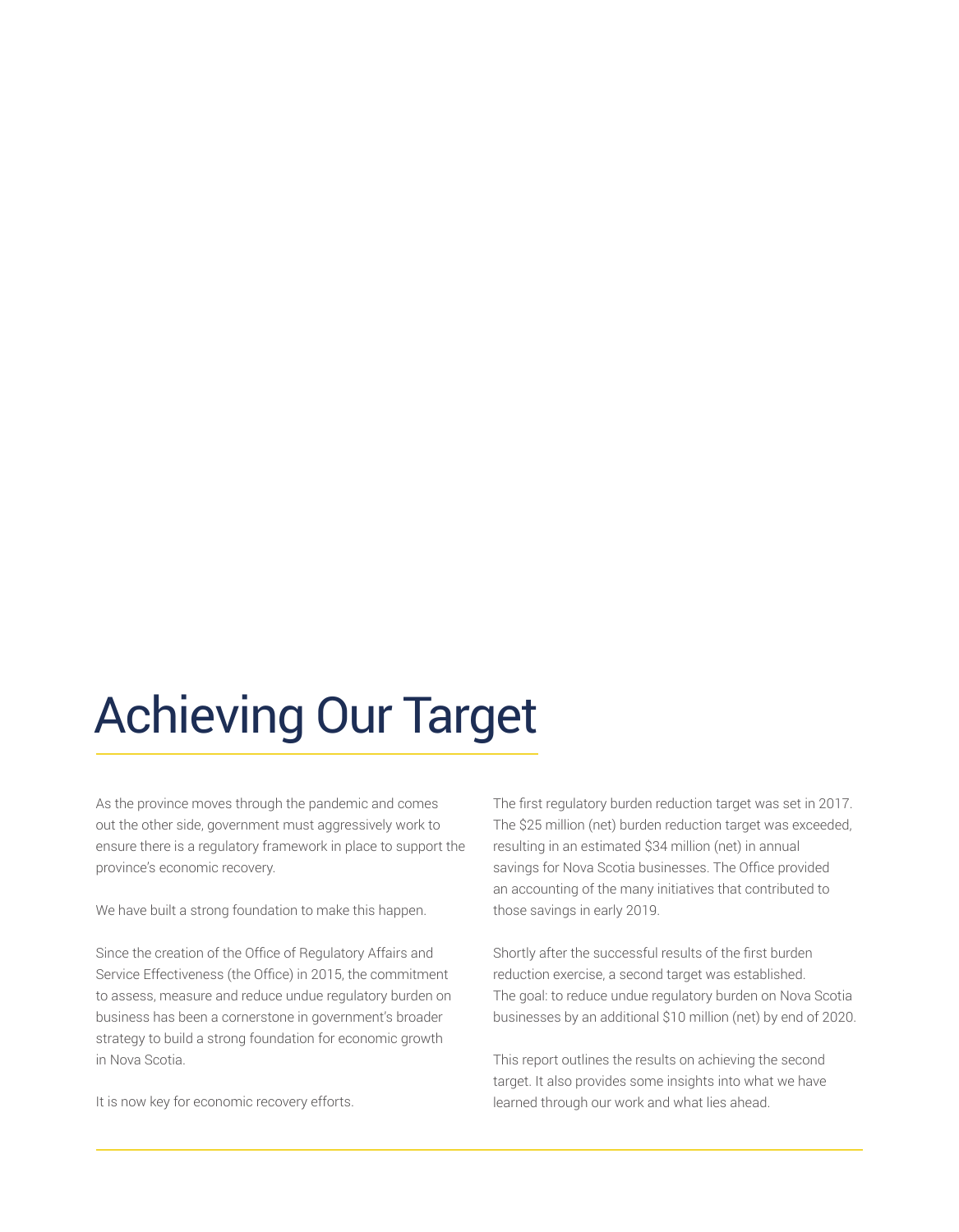# Achieving Our Target

As the province moves through the pandemic and comes out the other side, government must aggressively work to ensure there is a regulatory framework in place to support the province's economic recovery.

We have built a strong foundation to make this happen.

Since the creation of the Office of Regulatory Affairs and Service Effectiveness (the Office) in 2015, the commitment to assess, measure and reduce undue regulatory burden on business has been a cornerstone in government's broader strategy to build a strong foundation for economic growth in Nova Scotia.

It is now key for economic recovery efforts.

The first regulatory burden reduction target was set in 2017. The $25 million (net) burden reduction target was exceeded, resulting in an estimated $34 million (net) in annual savings for Nova Scotia businesses. The Office provided an accounting of the many initiatives that contributed to those savings in early 2019.

Shortly after the successful results of the first burden reduction exercise, a second target was established. The goal: to reduce undue regulatory burden on Nova Scotia businesses by an additional $10 million (net) by end of 2020.

This report outlines the results on achieving the second target. It also provides some insights into what we have learned through our work and what lies ahead.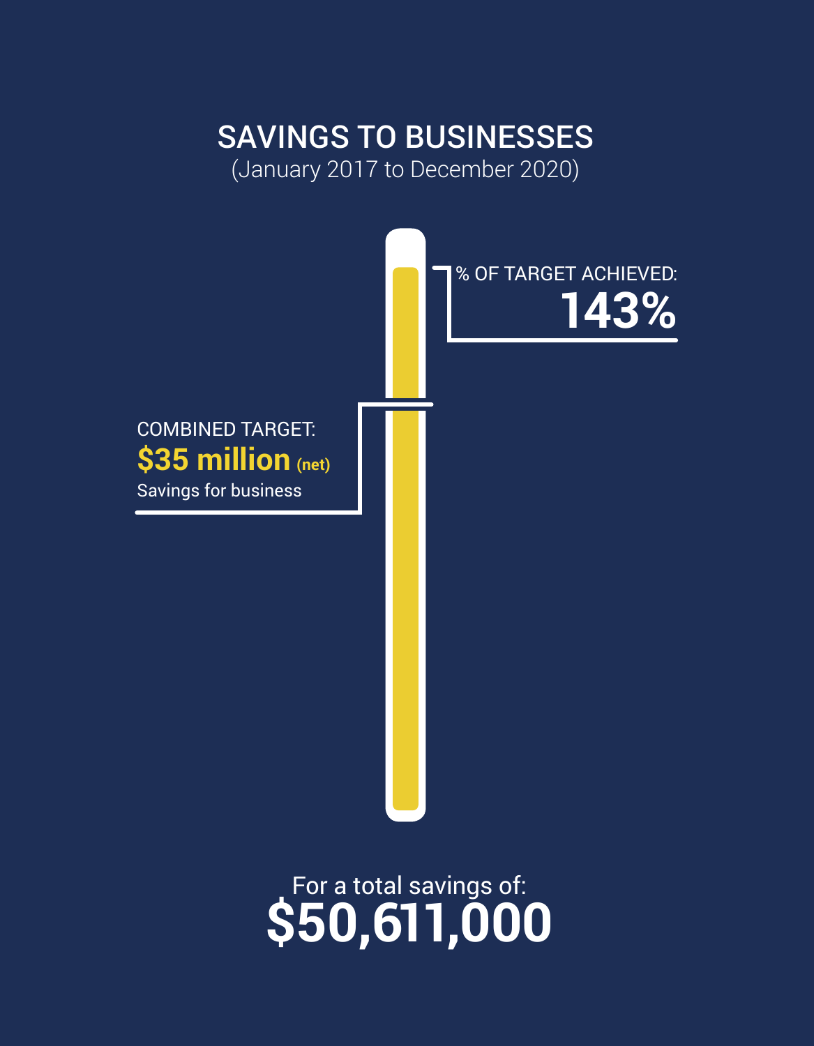# SAVINGS TO BUSINESSES

(January 2017 to December 2020)

% OF TARGET ACHIEVED:

**143%**

COMBINED TARGET:

**$35 million** **(net)**

Savings for business

For a total savings of:

**$50,611,000**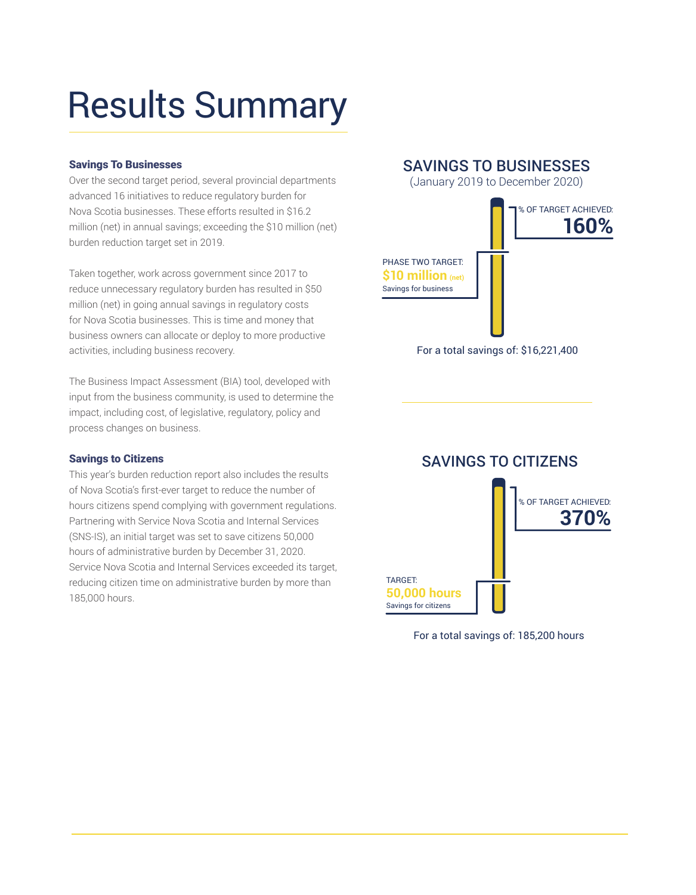# Results Summary

### Savings To Businesses

Over the second target period, several provincial departments advanced 16 initiatives to reduce regulatory burden for Nova Scotia businesses. These efforts resulted in $16.2 million (net) in annual savings; exceeding the $10 million (net) burden reduction target set in 2019.

Taken together, work across government since 2017 to reduce unnecessary regulatory burden has resulted in $50 million (net) in going annual savings in regulatory costs for Nova Scotia businesses. This is time and money that business owners can allocate or deploy to more productive activities, including business recovery.

The Business Impact Assessment (BIA) tool, developed with input from the business community, is used to determine the impact, including cost, of legislative, regulatory, policy and process changes on business.

### Savings to Citizens

This year's burden reduction report also includes the results of Nova Scotia's first-ever target to reduce the number of hours citizens spend complying with government regulations. Partnering with Service Nova Scotia and Internal Services (SNS-IS), an initial target was set to save citizens 50,000 hours of administrative burden by December 31, 2020. Service Nova Scotia and Internal Services exceeded its target, reducing citizen time on administrative burden by more than 185,000 hours.

## SAVINGS TO BUSINESSES

(January 2019 to December 2020)

% OF TARGET ACHIEVED: **160%**

PHASE TWO TARGET: **$10 million** (net) Savings for business

For a total savings of: $16,221,400

## SAVINGS TO CITIZENS

% OF TARGET ACHIEVED: **370%**

TARGET: **50,000 hours** Savings for citizens

For a total savings of: 185,200 hours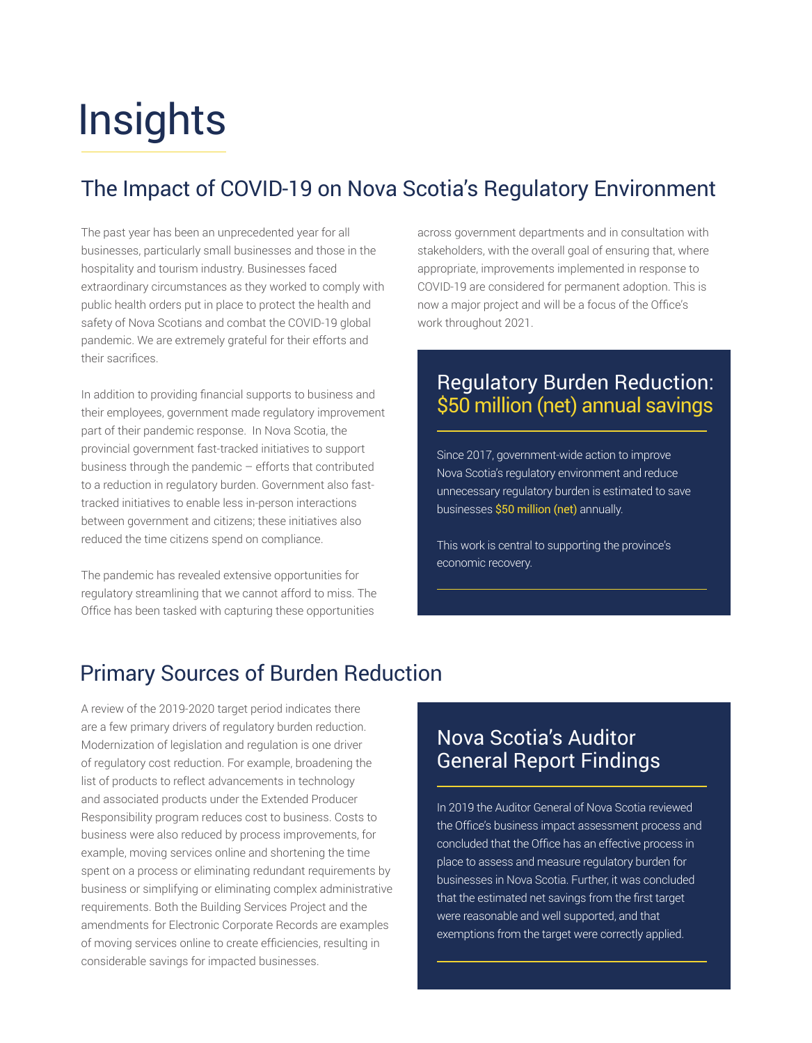# Insights

## The Impact of COVID-19 on Nova Scotia's Regulatory Environment

The past year has been an unprecedented year for all businesses, particularly small businesses and those in the hospitality and tourism industry. Businesses faced extraordinary circumstances as they worked to comply with public health orders put in place to protect the health and safety of Nova Scotians and combat the COVID-19 global pandemic. We are extremely grateful for their efforts and their sacrifices.

In addition to providing financial supports to business and their employees, government made regulatory improvement part of their pandemic response. In Nova Scotia, the provincial government fast-tracked initiatives to support business through the pandemic – efforts that contributed to a reduction in regulatory burden. Government also fast-tracked initiatives to enable less in-person interactions between government and citizens; these initiatives also reduced the time citizens spend on compliance.

The pandemic has revealed extensive opportunities for regulatory streamlining that we cannot afford to miss. The Office has been tasked with capturing these opportunities across government departments and in consultation with stakeholders, with the overall goal of ensuring that, where appropriate, improvements implemented in response to COVID-19 are considered for permanent adoption. This is now a major project and will be a focus of the Office's work throughout 2021.

### Regulatory Burden Reduction: $50 million (net) annual savings

Since 2017, government-wide action to improve Nova Scotia's regulatory environment and reduce unnecessary regulatory burden is estimated to save businesses $50 million (net) annually.

This work is central to supporting the province's economic recovery.

## Primary Sources of Burden Reduction

A review of the 2019-2020 target period indicates there are a few primary drivers of regulatory burden reduction. Modernization of legislation and regulation is one driver of regulatory cost reduction. For example, broadening the list of products to reflect advancements in technology and associated products under the Extended Producer Responsibility program reduces cost to business. Costs to business were also reduced by process improvements, for example, moving services online and shortening the time spent on a process or eliminating redundant requirements by business or simplifying or eliminating complex administrative requirements. Both the Building Services Project and the amendments for Electronic Corporate Records are examples of moving services online to create efficiencies, resulting in considerable savings for impacted businesses.

### Nova Scotia's Auditor General Report Findings

In 2019 the Auditor General of Nova Scotia reviewed the Office's business impact assessment process and concluded that the Office has an effective process in place to assess and measure regulatory burden for businesses in Nova Scotia. Further, it was concluded that the estimated net savings from the first target were reasonable and well supported, and that exemptions from the target were correctly applied.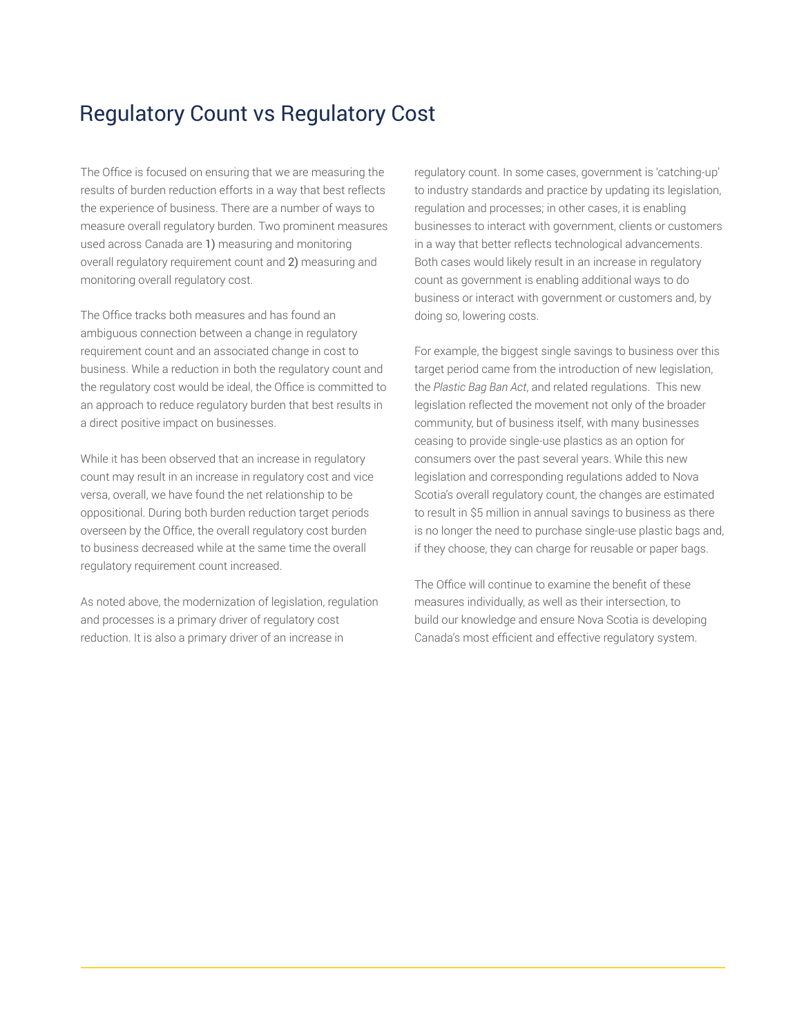# Regulatory Count vs Regulatory Cost

The Office is focused on ensuring that we are measuring the results of burden reduction efforts in a way that best reflects the experience of business. There are a number of ways to measure overall regulatory burden. Two prominent measures used across Canada are 1) measuring and monitoring overall regulatory requirement count and 2) measuring and monitoring overall regulatory cost.

The Office tracks both measures and has found an ambiguous connection between a change in regulatory requirement count and an associated change in cost to business. While a reduction in both the regulatory count and the regulatory cost would be ideal, the Office is committed to an approach to reduce regulatory burden that best results in a direct positive impact on businesses.

While it has been observed that an increase in regulatory count may result in an increase in regulatory cost and vice versa, overall, we have found the net relationship to be oppositional. During both burden reduction target periods overseen by the Office, the overall regulatory cost burden to business decreased while at the same time the overall regulatory requirement count increased.

As noted above, the modernization of legislation, regulation and processes is a primary driver of regulatory cost reduction. It is also a primary driver of an increase in regulatory count. In some cases, government is 'catching-up' to industry standards and practice by updating its legislation, regulation and processes; in other cases, it is enabling businesses to interact with government, clients or customers in a way that better reflects technological advancements. Both cases would likely result in an increase in regulatory count as government is enabling additional ways to do business or interact with government or customers and, by doing so, lowering costs.

For example, the biggest single savings to business over this target period came from the introduction of new legislation, the *Plastic Bag Ban Act*, and related regulations. This new legislation reflected the movement not only of the broader community, but of business itself, with many businesses ceasing to provide single-use plastics as an option for consumers over the past several years. While this new legislation and corresponding regulations added to Nova Scotia's overall regulatory count, the changes are estimated to result in $5 million in annual savings to business as there is no longer the need to purchase single-use plastic bags and, if they choose, they can charge for reusable or paper bags.

The Office will continue to examine the benefit of these measures individually, as well as their intersection, to build our knowledge and ensure Nova Scotia is developing Canada's most efficient and effective regulatory system.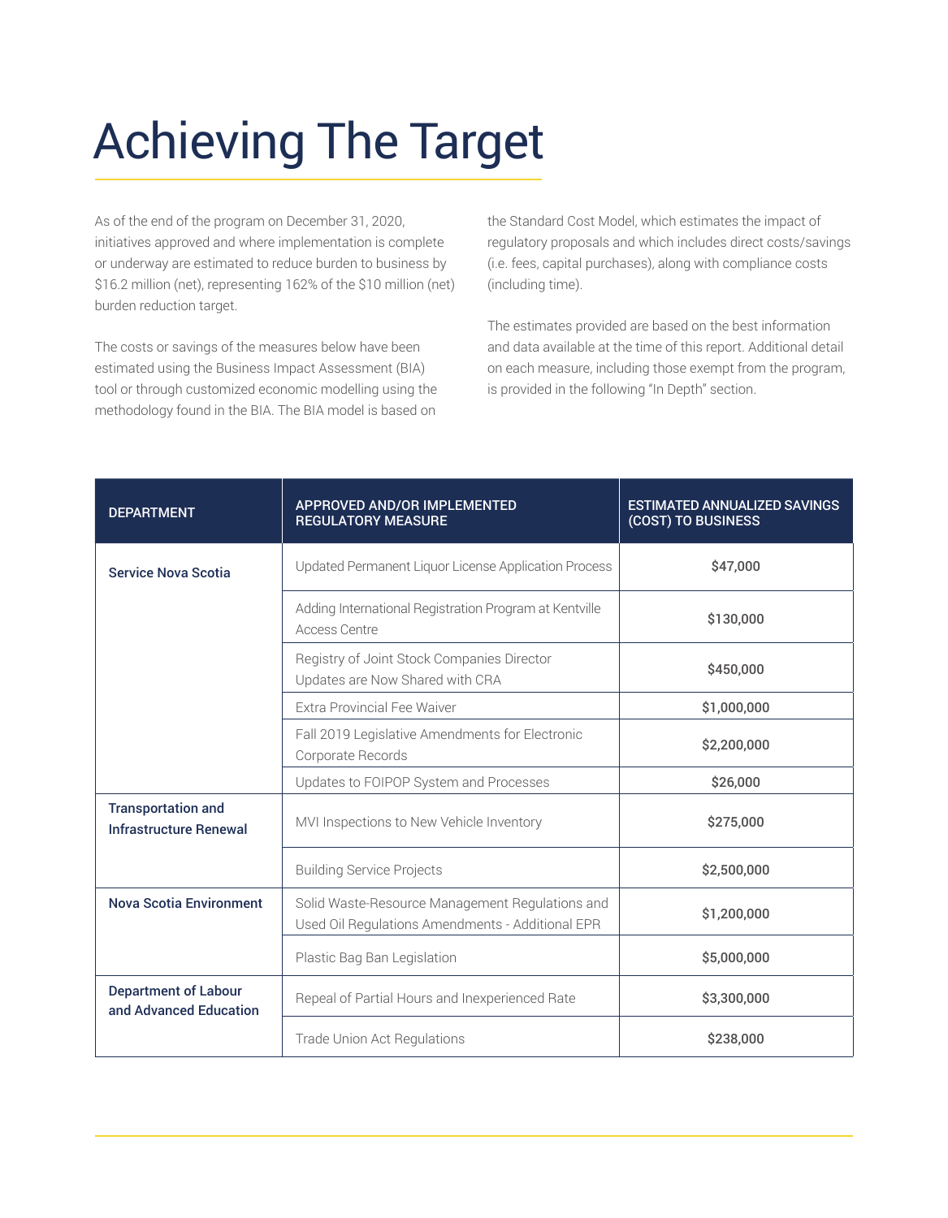# Achieving The Target

As of the end of the program on December 31, 2020, initiatives approved and where implementation is complete or underway are estimated to reduce burden to business by $16.2 million (net), representing 162% of the $10 million (net) burden reduction target.

The costs or savings of the measures below have been estimated using the Business Impact Assessment (BIA) tool or through customized economic modelling using the methodology found in the BIA. The BIA model is based on the Standard Cost Model, which estimates the impact of regulatory proposals and which includes direct costs/savings (i.e. fees, capital purchases), along with compliance costs (including time).

The estimates provided are based on the best information and data available at the time of this report. Additional detail on each measure, including those exempt from the program, is provided in the following "In Depth" section.

| DEPARTMENT | APPROVED AND/OR IMPLEMENTED REGULATORY MEASURE | ESTIMATED ANNUALIZED SAVINGS (COST) TO BUSINESS |
|---|---|---|
| **Service Nova Scotia** | Updated Permanent Liquor License Application Process | $47,000 |
| | Adding International Registration Program at Kentville Access Centre | $130,000 |
| | Registry of Joint Stock Companies Director Updates are Now Shared with CRA | $450,000 |
| | Extra Provincial Fee Waiver | $1,000,000 |
| | Fall 2019 Legislative Amendments for Electronic Corporate Records | $2,200,000 |
| | Updates to FOIPOP System and Processes | $26,000 |
| **Transportation and Infrastructure Renewal** | MVI Inspections to New Vehicle Inventory | $275,000 |
| | Building Service Projects | $2,500,000 |
| **Nova Scotia Environment** | Solid Waste-Resource Management Regulations and Used Oil Regulations Amendments - Additional EPR | $1,200,000 |
| | Plastic Bag Ban Legislation | $5,000,000 |
| **Department of Labour and Advanced Education** | Repeal of Partial Hours and Inexperienced Rate | $3,300,000 |
| | Trade Union Act Regulations | $238,000 |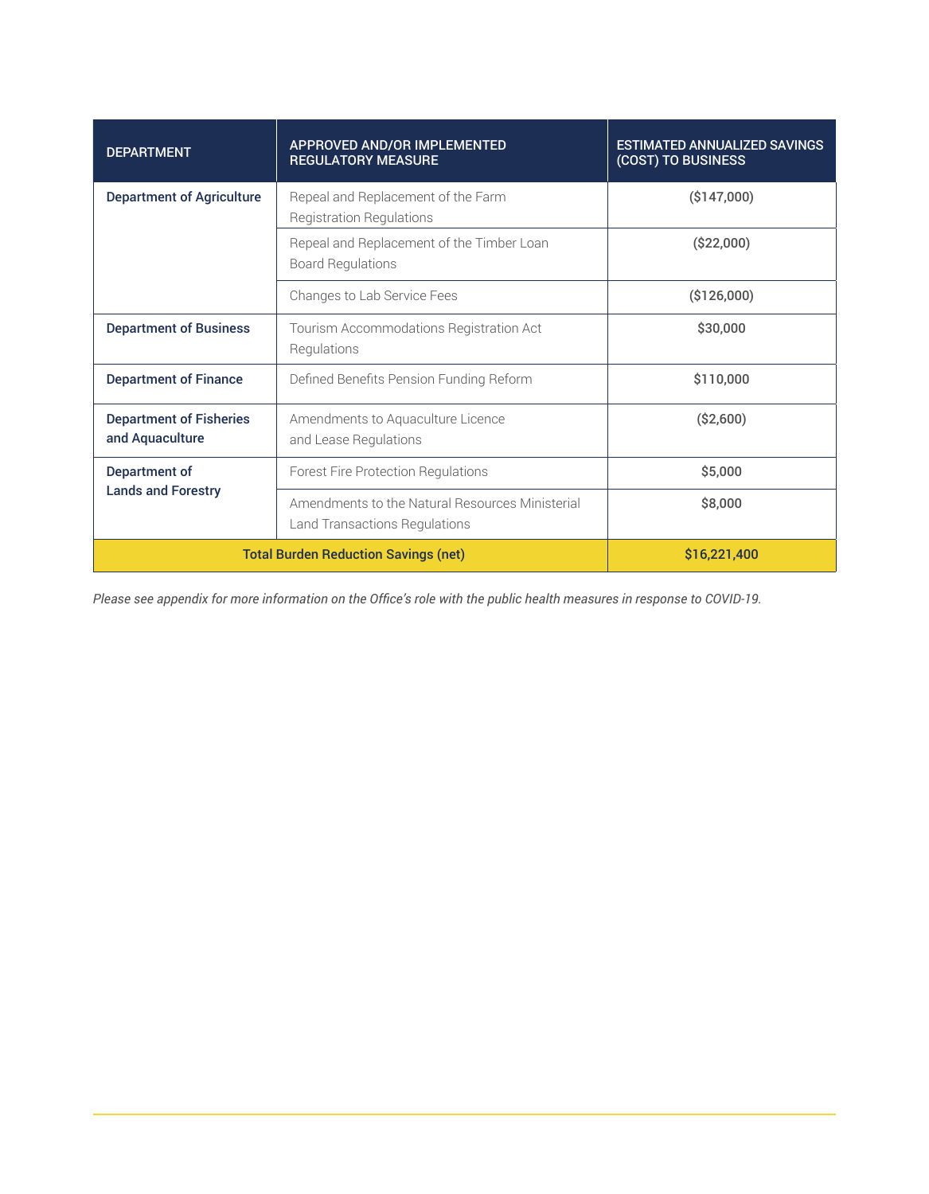| DEPARTMENT | APPROVED AND/OR IMPLEMENTED REGULATORY MEASURE | ESTIMATED ANNUALIZED SAVINGS (COST) TO BUSINESS |
|---|---|---|
| **Department of Agriculture** | Repeal and Replacement of the Farm Registration Regulations | **($147,000)** |
| | Repeal and Replacement of the Timber Loan Board Regulations | **($22,000)** |
| | Changes to Lab Service Fees | **($126,000)** |
| **Department of Business** | Tourism Accommodations Registration Act Regulations | **$30,000** |
| **Department of Finance** | Defined Benefits Pension Funding Reform | **$110,000** |
| **Department of Fisheries and Aquaculture** | Amendments to Aquaculture Licence and Lease Regulations | **($2,600)** |
| **Department of Lands and Forestry** | Forest Fire Protection Regulations | **$5,000** |
| | Amendments to the Natural Resources Ministerial Land Transactions Regulations | **$8,000** |
| **Total Burden Reduction Savings (net)** | | **$16,221,400** |

*Please see appendix for more information on the Office's role with the public health measures in response to COVID-19.*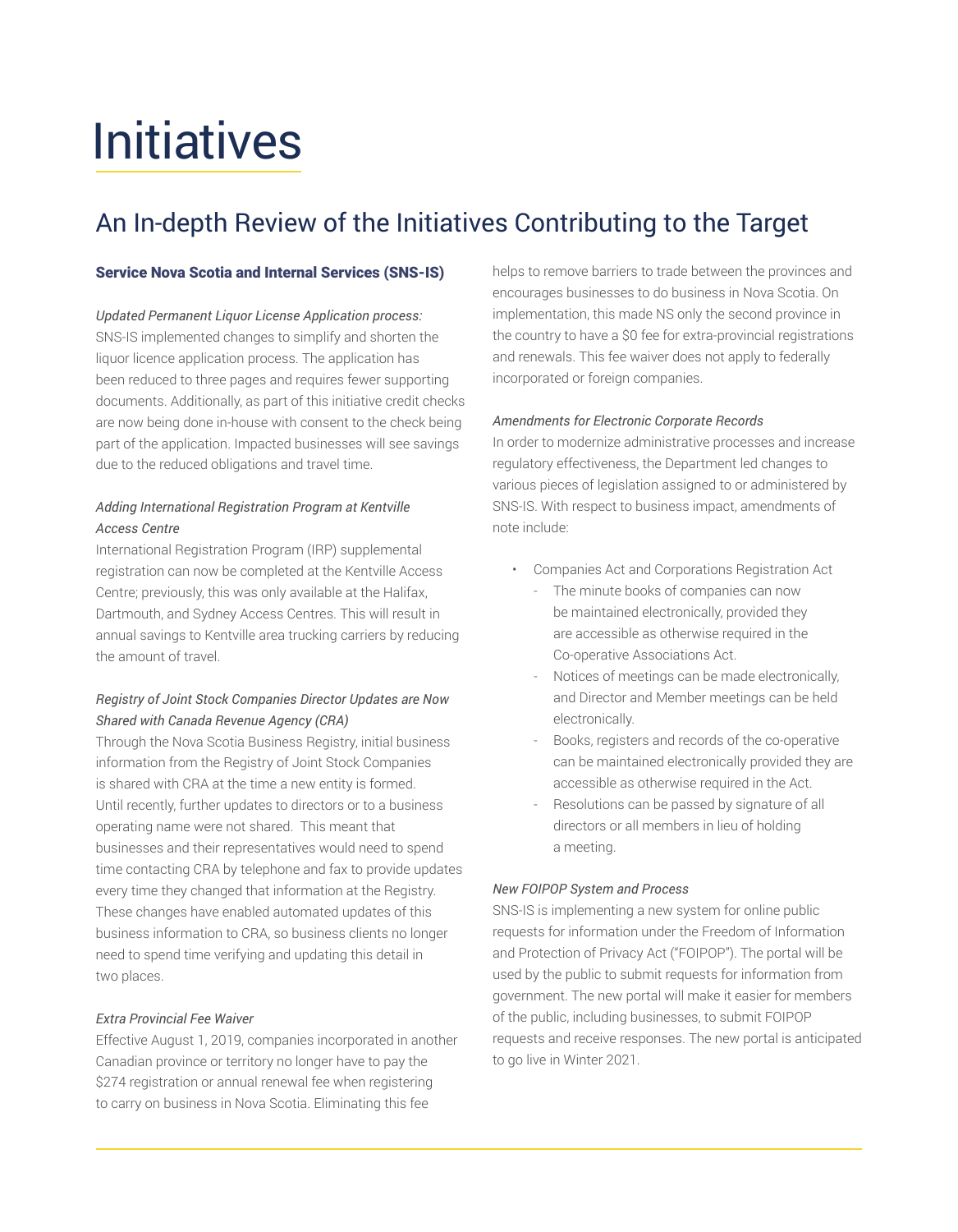# Initiatives

## An In-depth Review of the Initiatives Contributing to the Target

### Service Nova Scotia and Internal Services (SNS-IS)

*Updated Permanent Liquor License Application process:*
SNS-IS implemented changes to simplify and shorten the liquor licence application process. The application has been reduced to three pages and requires fewer supporting documents. Additionally, as part of this initiative credit checks are now being done in-house with consent to the check being part of the application. Impacted businesses will see savings due to the reduced obligations and travel time.

*Adding International Registration Program at Kentville Access Centre*
International Registration Program (IRP) supplemental registration can now be completed at the Kentville Access Centre; previously, this was only available at the Halifax, Dartmouth, and Sydney Access Centres. This will result in annual savings to Kentville area trucking carriers by reducing the amount of travel.

*Registry of Joint Stock Companies Director Updates are Now Shared with Canada Revenue Agency (CRA)*
Through the Nova Scotia Business Registry, initial business information from the Registry of Joint Stock Companies is shared with CRA at the time a new entity is formed. Until recently, further updates to directors or to a business operating name were not shared. This meant that businesses and their representatives would need to spend time contacting CRA by telephone and fax to provide updates every time they changed that information at the Registry. These changes have enabled automated updates of this business information to CRA, so business clients no longer need to spend time verifying and updating this detail in two places.

*Extra Provincial Fee Waiver*
Effective August 1, 2019, companies incorporated in another Canadian province or territory no longer have to pay the $274 registration or annual renewal fee when registering to carry on business in Nova Scotia. Eliminating this fee helps to remove barriers to trade between the provinces and encourages businesses to do business in Nova Scotia. On implementation, this made NS only the second province in the country to have a $0 fee for extra-provincial registrations and renewals. This fee waiver does not apply to federally incorporated or foreign companies.

*Amendments for Electronic Corporate Records*
In order to modernize administrative processes and increase regulatory effectiveness, the Department led changes to various pieces of legislation assigned to or administered by SNS-IS. With respect to business impact, amendments of note include:

- Companies Act and Corporations Registration Act
  - The minute books of companies can now be maintained electronically, provided they are accessible as otherwise required in the Co-operative Associations Act.
  - Notices of meetings can be made electronically, and Director and Member meetings can be held electronically.
  - Books, registers and records of the co-operative can be maintained electronically provided they are accessible as otherwise required in the Act.
  - Resolutions can be passed by signature of all directors or all members in lieu of holding a meeting.

*New FOIPOP System and Process*
SNS-IS is implementing a new system for online public requests for information under the Freedom of Information and Protection of Privacy Act ("FOIPOP"). The portal will be used by the public to submit requests for information from government. The new portal will make it easier for members of the public, including businesses, to submit FOIPOP requests and receive responses. The new portal is anticipated to go live in Winter 2021.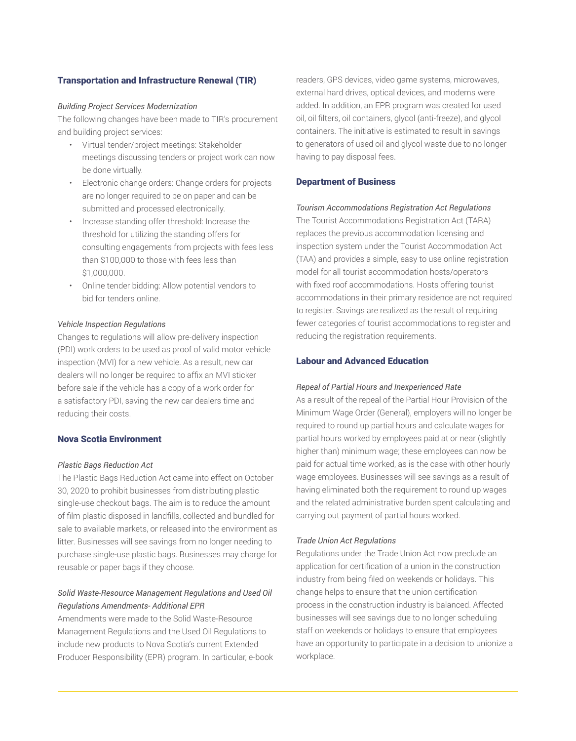## Transportation and Infrastructure Renewal (TIR)

*Building Project Services Modernization*

The following changes have been made to TIR's procurement and building project services:

- Virtual tender/project meetings: Stakeholder meetings discussing tenders or project work can now be done virtually.
- Electronic change orders: Change orders for projects are no longer required to be on paper and can be submitted and processed electronically.
- Increase standing offer threshold: Increase the threshold for utilizing the standing offers for consulting engagements from projects with fees less than $100,000 to those with fees less than $1,000,000.
- Online tender bidding: Allow potential vendors to bid for tenders online.

*Vehicle Inspection Regulations*

Changes to regulations will allow pre-delivery inspection (PDI) work orders to be used as proof of valid motor vehicle inspection (MVI) for a new vehicle. As a result, new car dealers will no longer be required to affix an MVI sticker before sale if the vehicle has a copy of a work order for a satisfactory PDI, saving the new car dealers time and reducing their costs.

## Nova Scotia Environment

*Plastic Bags Reduction Act*

The Plastic Bags Reduction Act came into effect on October 30, 2020 to prohibit businesses from distributing plastic single-use checkout bags. The aim is to reduce the amount of film plastic disposed in landfills, collected and bundled for sale to available markets, or released into the environment as litter. Businesses will see savings from no longer needing to purchase single-use plastic bags. Businesses may charge for reusable or paper bags if they choose.

*Solid Waste-Resource Management Regulations and Used Oil Regulations Amendments- Additional EPR*

Amendments were made to the Solid Waste-Resource Management Regulations and the Used Oil Regulations to include new products to Nova Scotia's current Extended Producer Responsibility (EPR) program. In particular, e-book readers, GPS devices, video game systems, microwaves, external hard drives, optical devices, and modems were added. In addition, an EPR program was created for used oil, oil filters, oil containers, glycol (anti-freeze), and glycol containers. The initiative is estimated to result in savings to generators of used oil and glycol waste due to no longer having to pay disposal fees.

## Department of Business

*Tourism Accommodations Registration Act Regulations*

The Tourist Accommodations Registration Act (TARA) replaces the previous accommodation licensing and inspection system under the Tourist Accommodation Act (TAA) and provides a simple, easy to use online registration model for all tourist accommodation hosts/operators with fixed roof accommodations. Hosts offering tourist accommodations in their primary residence are not required to register. Savings are realized as the result of requiring fewer categories of tourist accommodations to register and reducing the registration requirements.

## Labour and Advanced Education

*Repeal of Partial Hours and Inexperienced Rate*

As a result of the repeal of the Partial Hour Provision of the Minimum Wage Order (General), employers will no longer be required to round up partial hours and calculate wages for partial hours worked by employees paid at or near (slightly higher than) minimum wage; these employees can now be paid for actual time worked, as is the case with other hourly wage employees. Businesses will see savings as a result of having eliminated both the requirement to round up wages and the related administrative burden spent calculating and carrying out payment of partial hours worked.

*Trade Union Act Regulations*

Regulations under the Trade Union Act now preclude an application for certification of a union in the construction industry from being filed on weekends or holidays. This change helps to ensure that the union certification process in the construction industry is balanced. Affected businesses will see savings due to no longer scheduling staff on weekends or holidays to ensure that employees have an opportunity to participate in a decision to unionize a workplace.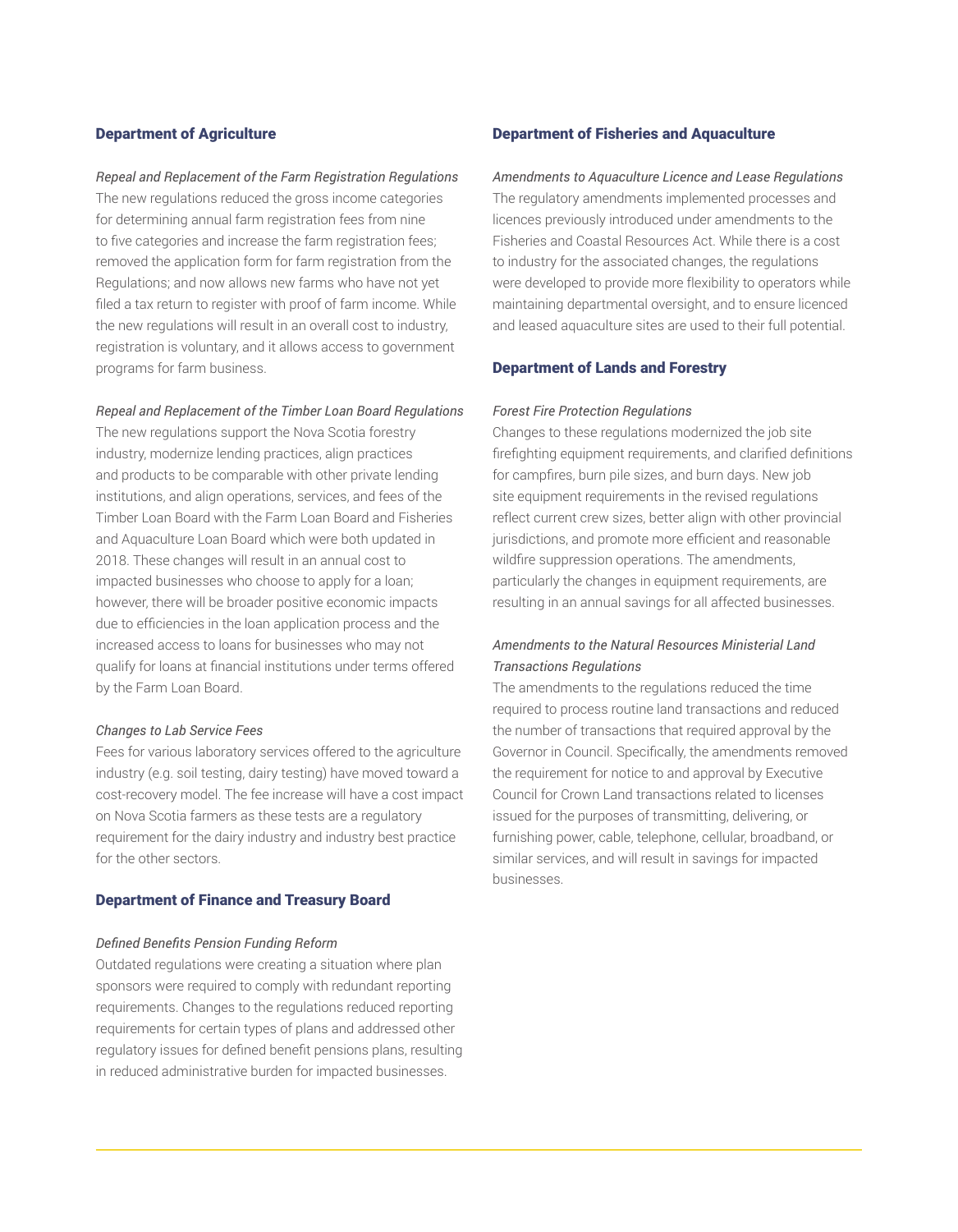## Department of Agriculture

*Repeal and Replacement of the Farm Registration Regulations*

The new regulations reduced the gross income categories for determining annual farm registration fees from nine to five categories and increase the farm registration fees; removed the application form for farm registration from the Regulations; and now allows new farms who have not yet filed a tax return to register with proof of farm income. While the new regulations will result in an overall cost to industry, registration is voluntary, and it allows access to government programs for farm business.

*Repeal and Replacement of the Timber Loan Board Regulations*

The new regulations support the Nova Scotia forestry industry, modernize lending practices, align practices and products to be comparable with other private lending institutions, and align operations, services, and fees of the Timber Loan Board with the Farm Loan Board and Fisheries and Aquaculture Loan Board which were both updated in 2018. These changes will result in an annual cost to impacted businesses who choose to apply for a loan; however, there will be broader positive economic impacts due to efficiencies in the loan application process and the increased access to loans for businesses who may not qualify for loans at financial institutions under terms offered by the Farm Loan Board.

*Changes to Lab Service Fees*

Fees for various laboratory services offered to the agriculture industry (e.g. soil testing, dairy testing) have moved toward a cost-recovery model. The fee increase will have a cost impact on Nova Scotia farmers as these tests are a regulatory requirement for the dairy industry and industry best practice for the other sectors.

## Department of Finance and Treasury Board

*Defined Benefits Pension Funding Reform*

Outdated regulations were creating a situation where plan sponsors were required to comply with redundant reporting requirements. Changes to the regulations reduced reporting requirements for certain types of plans and addressed other regulatory issues for defined benefit pensions plans, resulting in reduced administrative burden for impacted businesses.

## Department of Fisheries and Aquaculture

*Amendments to Aquaculture Licence and Lease Regulations*

The regulatory amendments implemented processes and licences previously introduced under amendments to the Fisheries and Coastal Resources Act. While there is a cost to industry for the associated changes, the regulations were developed to provide more flexibility to operators while maintaining departmental oversight, and to ensure licenced and leased aquaculture sites are used to their full potential.

## Department of Lands and Forestry

*Forest Fire Protection Regulations*

Changes to these regulations modernized the job site firefighting equipment requirements, and clarified definitions for campfires, burn pile sizes, and burn days. New job site equipment requirements in the revised regulations reflect current crew sizes, better align with other provincial jurisdictions, and promote more efficient and reasonable wildfire suppression operations. The amendments, particularly the changes in equipment requirements, are resulting in an annual savings for all affected businesses.

*Amendments to the Natural Resources Ministerial Land Transactions Regulations*

The amendments to the regulations reduced the time required to process routine land transactions and reduced the number of transactions that required approval by the Governor in Council. Specifically, the amendments removed the requirement for notice to and approval by Executive Council for Crown Land transactions related to licenses issued for the purposes of transmitting, delivering, or furnishing power, cable, telephone, cellular, broadband, or similar services, and will result in savings for impacted businesses.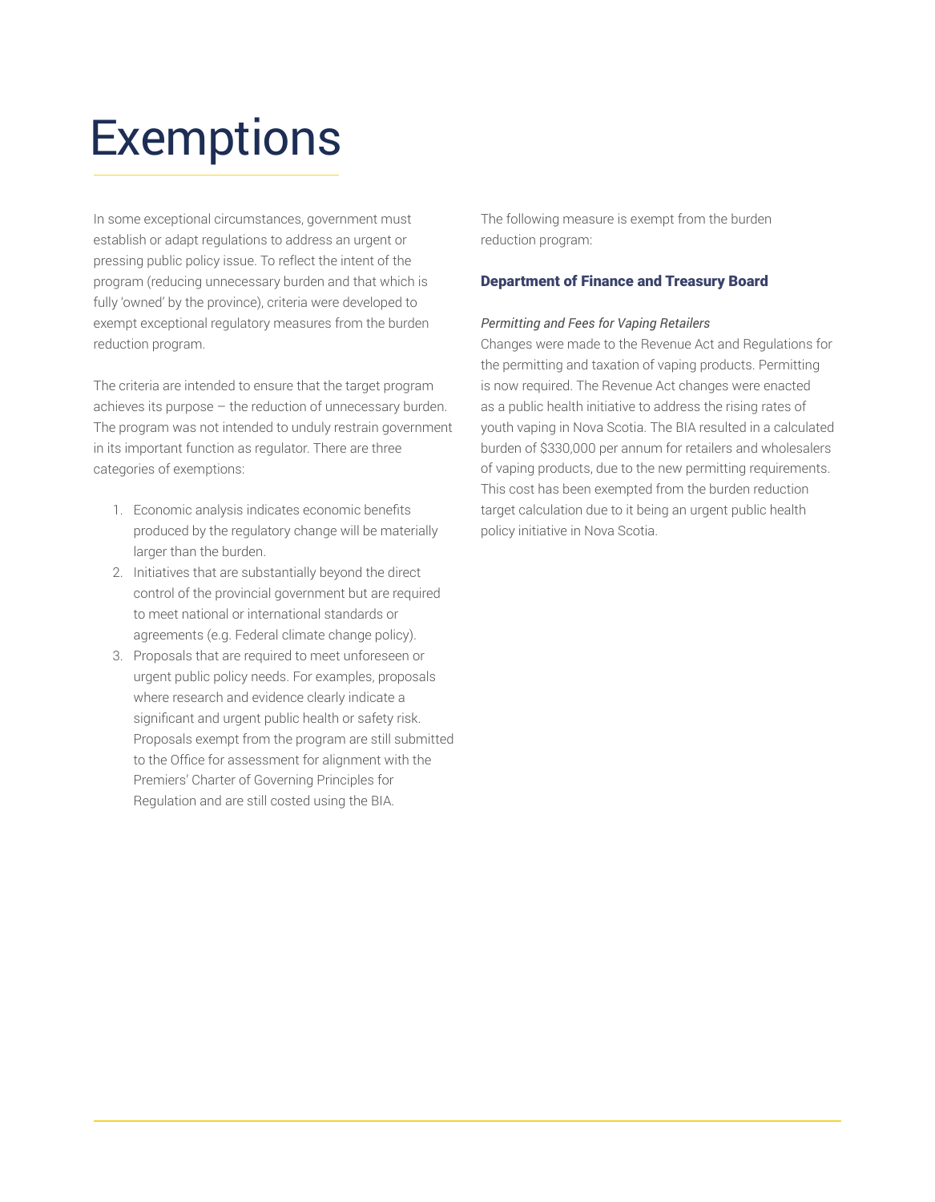# Exemptions

In some exceptional circumstances, government must establish or adapt regulations to address an urgent or pressing public policy issue. To reflect the intent of the program (reducing unnecessary burden and that which is fully 'owned' by the province), criteria were developed to exempt exceptional regulatory measures from the burden reduction program.

The criteria are intended to ensure that the target program achieves its purpose – the reduction of unnecessary burden. The program was not intended to unduly restrain government in its important function as regulator. There are three categories of exemptions:

1. Economic analysis indicates economic benefits produced by the regulatory change will be materially larger than the burden.
2. Initiatives that are substantially beyond the direct control of the provincial government but are required to meet national or international standards or agreements (e.g. Federal climate change policy).
3. Proposals that are required to meet unforeseen or urgent public policy needs. For examples, proposals where research and evidence clearly indicate a significant and urgent public health or safety risk. Proposals exempt from the program are still submitted to the Office for assessment for alignment with the Premiers' Charter of Governing Principles for Regulation and are still costed using the BIA.

The following measure is exempt from the burden reduction program:

### Department of Finance and Treasury Board

*Permitting and Fees for Vaping Retailers*

Changes were made to the Revenue Act and Regulations for the permitting and taxation of vaping products. Permitting is now required. The Revenue Act changes were enacted as a public health initiative to address the rising rates of youth vaping in Nova Scotia. The BIA resulted in a calculated burden of $330,000 per annum for retailers and wholesalers of vaping products, due to the new permitting requirements. This cost has been exempted from the burden reduction target calculation due to it being an urgent public health policy initiative in Nova Scotia.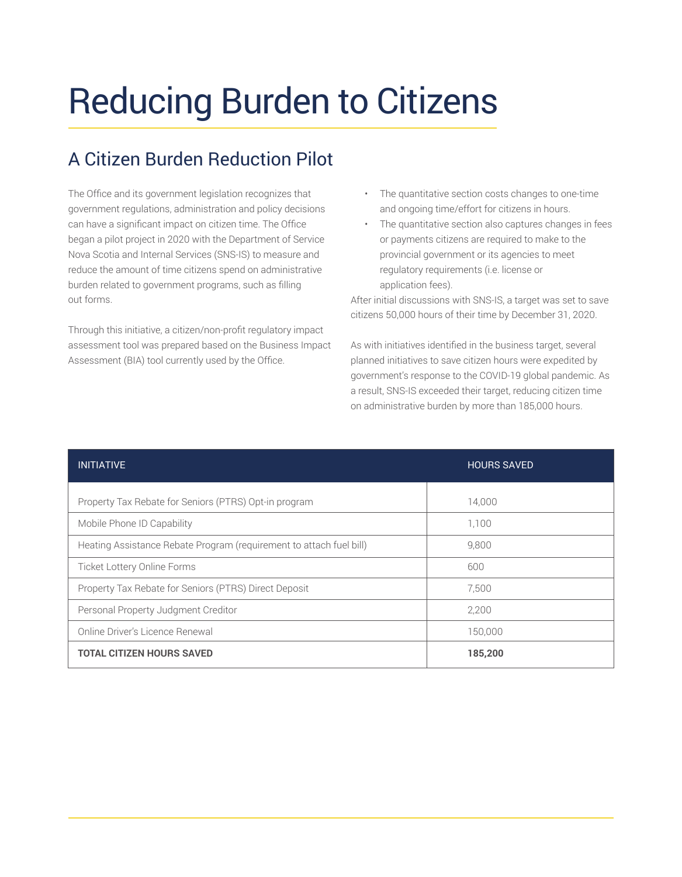# Reducing Burden to Citizens

## A Citizen Burden Reduction Pilot

The Office and its government legislation recognizes that government regulations, administration and policy decisions can have a significant impact on citizen time. The Office began a pilot project in 2020 with the Department of Service Nova Scotia and Internal Services (SNS-IS) to measure and reduce the amount of time citizens spend on administrative burden related to government programs, such as filling out forms.

Through this initiative, a citizen/non-profit regulatory impact assessment tool was prepared based on the Business Impact Assessment (BIA) tool currently used by the Office.

- The quantitative section costs changes to one-time and ongoing time/effort for citizens in hours.
- The quantitative section also captures changes in fees or payments citizens are required to make to the provincial government or its agencies to meet regulatory requirements (i.e. license or application fees).

After initial discussions with SNS-IS, a target was set to save citizens 50,000 hours of their time by December 31, 2020.

As with initiatives identified in the business target, several planned initiatives to save citizen hours were expedited by government's response to the COVID-19 global pandemic. As a result, SNS-IS exceeded their target, reducing citizen time on administrative burden by more than 185,000 hours.

| INITIATIVE | HOURS SAVED |
|---|---|
| Property Tax Rebate for Seniors (PTRS) Opt-in program | 14,000 |
| Mobile Phone ID Capability | 1,100 |
| Heating Assistance Rebate Program (requirement to attach fuel bill) | 9,800 |
| Ticket Lottery Online Forms | 600 |
| Property Tax Rebate for Seniors (PTRS) Direct Deposit | 7,500 |
| Personal Property Judgment Creditor | 2,200 |
| Online Driver's Licence Renewal | 150,000 |
| **TOTAL CITIZEN HOURS SAVED** | **185,200** |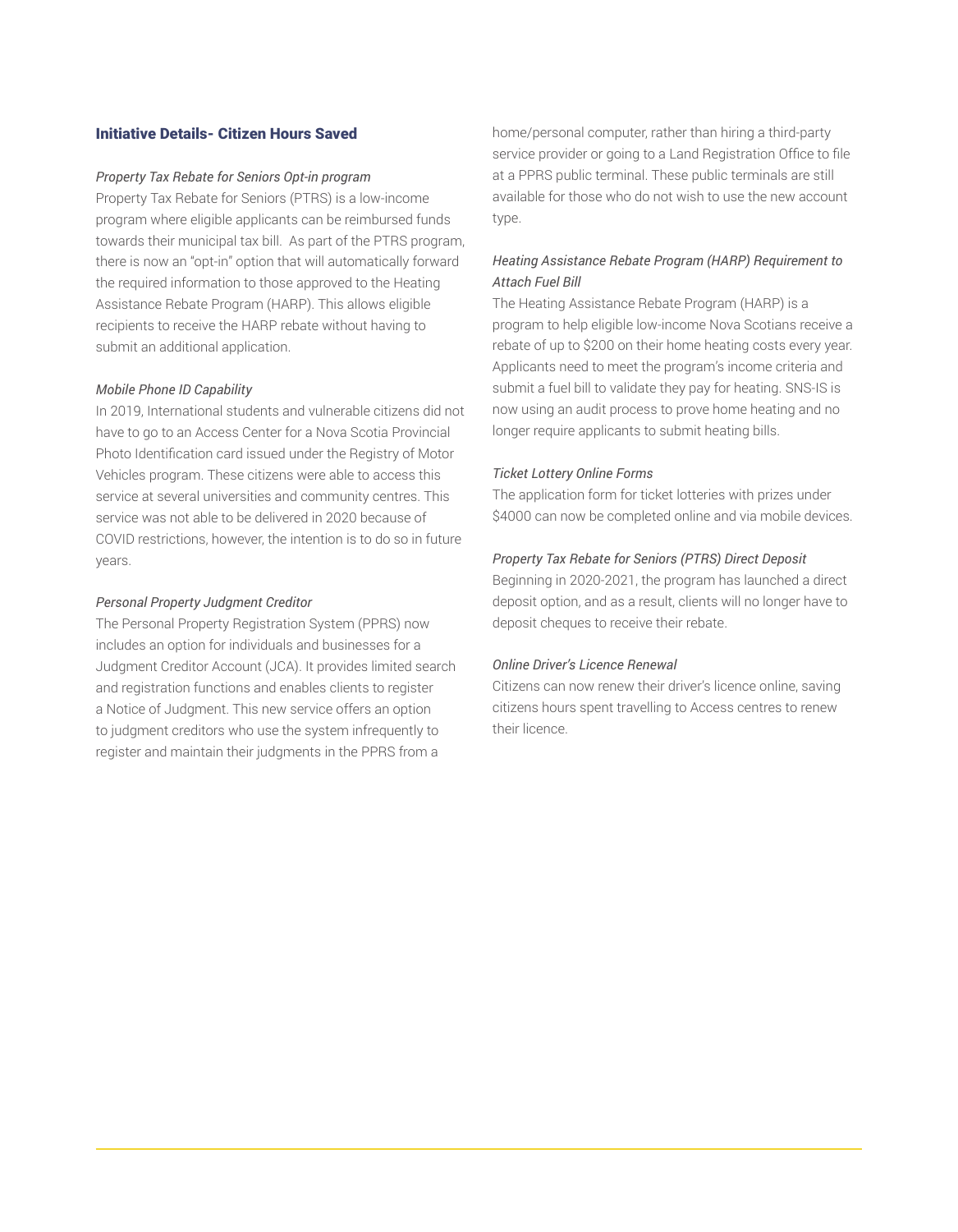## Initiative Details- Citizen Hours Saved

*Property Tax Rebate for Seniors Opt-in program*

Property Tax Rebate for Seniors (PTRS) is a low-income program where eligible applicants can be reimbursed funds towards their municipal tax bill. As part of the PTRS program, there is now an "opt-in" option that will automatically forward the required information to those approved to the Heating Assistance Rebate Program (HARP). This allows eligible recipients to receive the HARP rebate without having to submit an additional application.

*Mobile Phone ID Capability*

In 2019, International students and vulnerable citizens did not have to go to an Access Center for a Nova Scotia Provincial Photo Identification card issued under the Registry of Motor Vehicles program. These citizens were able to access this service at several universities and community centres. This service was not able to be delivered in 2020 because of COVID restrictions, however, the intention is to do so in future years.

*Personal Property Judgment Creditor*

The Personal Property Registration System (PPRS) now includes an option for individuals and businesses for a Judgment Creditor Account (JCA). It provides limited search and registration functions and enables clients to register a Notice of Judgment. This new service offers an option to judgment creditors who use the system infrequently to register and maintain their judgments in the PPRS from a home/personal computer, rather than hiring a third-party service provider or going to a Land Registration Office to file at a PPRS public terminal. These public terminals are still available for those who do not wish to use the new account type.

*Heating Assistance Rebate Program (HARP) Requirement to Attach Fuel Bill*

The Heating Assistance Rebate Program (HARP) is a program to help eligible low-income Nova Scotians receive a rebate of up to $200 on their home heating costs every year. Applicants need to meet the program's income criteria and submit a fuel bill to validate they pay for heating. SNS-IS is now using an audit process to prove home heating and no longer require applicants to submit heating bills.

*Ticket Lottery Online Forms*

The application form for ticket lotteries with prizes under $4000 can now be completed online and via mobile devices.

*Property Tax Rebate for Seniors (PTRS) Direct Deposit*

Beginning in 2020-2021, the program has launched a direct deposit option, and as a result, clients will no longer have to deposit cheques to receive their rebate.

*Online Driver's Licence Renewal*

Citizens can now renew their driver's licence online, saving citizens hours spent travelling to Access centres to renew their licence.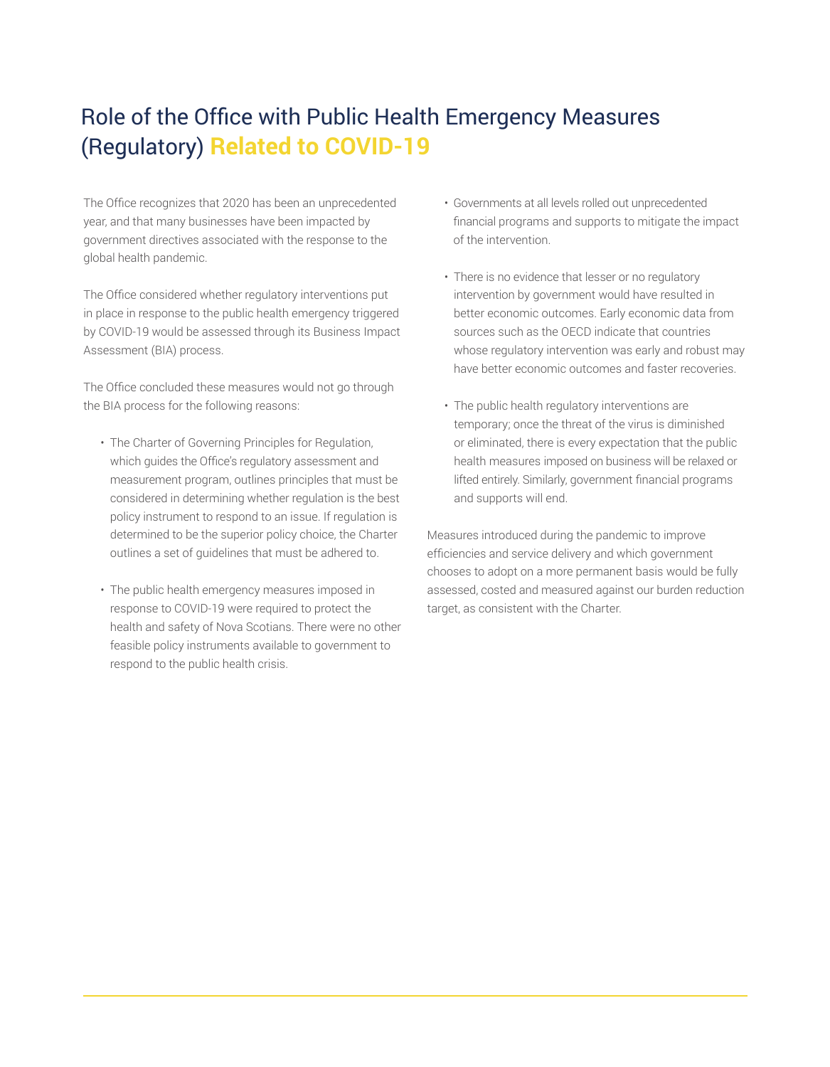# Role of the Office with Public Health Emergency Measures (Regulatory) **Related to COVID-19**

The Office recognizes that 2020 has been an unprecedented year, and that many businesses have been impacted by government directives associated with the response to the global health pandemic.

The Office considered whether regulatory interventions put in place in response to the public health emergency triggered by COVID-19 would be assessed through its Business Impact Assessment (BIA) process.

The Office concluded these measures would not go through the BIA process for the following reasons:

- The Charter of Governing Principles for Regulation, which guides the Office's regulatory assessment and measurement program, outlines principles that must be considered in determining whether regulation is the best policy instrument to respond to an issue. If regulation is determined to be the superior policy choice, the Charter outlines a set of guidelines that must be adhered to.
- The public health emergency measures imposed in response to COVID-19 were required to protect the health and safety of Nova Scotians. There were no other feasible policy instruments available to government to respond to the public health crisis.
- Governments at all levels rolled out unprecedented financial programs and supports to mitigate the impact of the intervention.
- There is no evidence that lesser or no regulatory intervention by government would have resulted in better economic outcomes. Early economic data from sources such as the OECD indicate that countries whose regulatory intervention was early and robust may have better economic outcomes and faster recoveries.
- The public health regulatory interventions are temporary; once the threat of the virus is diminished or eliminated, there is every expectation that the public health measures imposed on business will be relaxed or lifted entirely. Similarly, government financial programs and supports will end.

Measures introduced during the pandemic to improve efficiencies and service delivery and which government chooses to adopt on a more permanent basis would be fully assessed, costed and measured against our burden reduction target, as consistent with the Charter.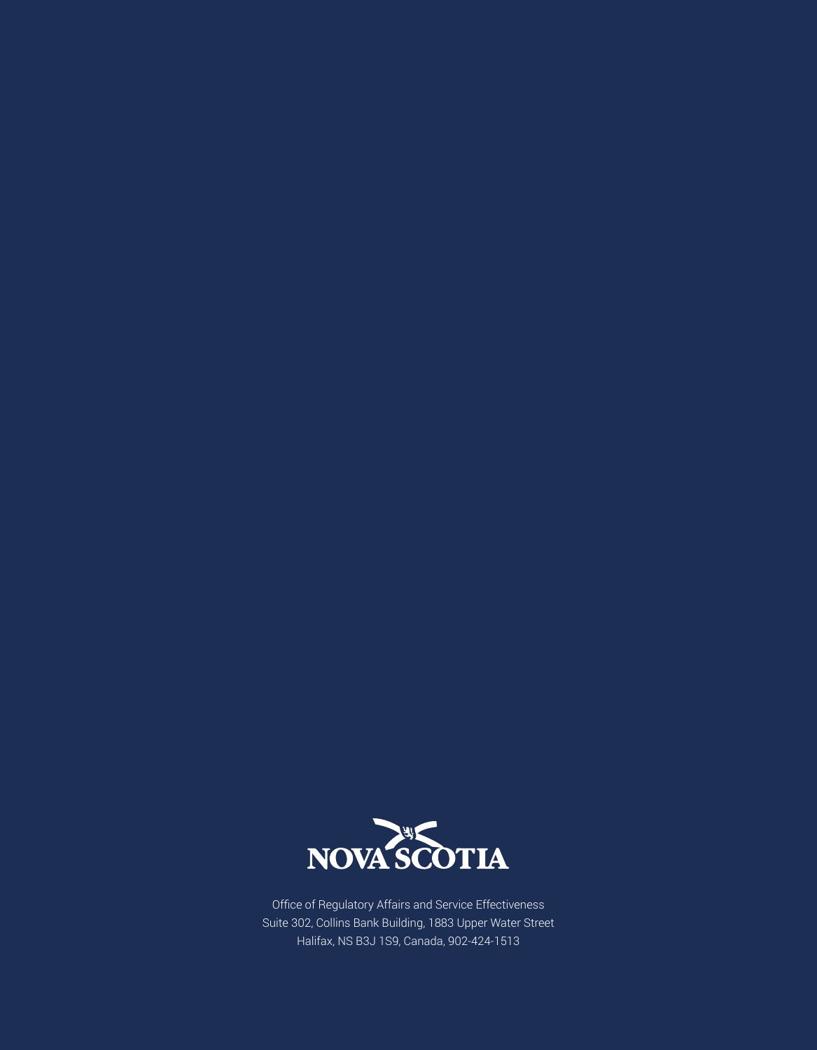NOVA SCOTIA

Office of Regulatory Affairs and Service Effectiveness
Suite 302, Collins Bank Building, 1883 Upper Water Street
Halifax, NS B3J 1S9, Canada, 902-424-1513